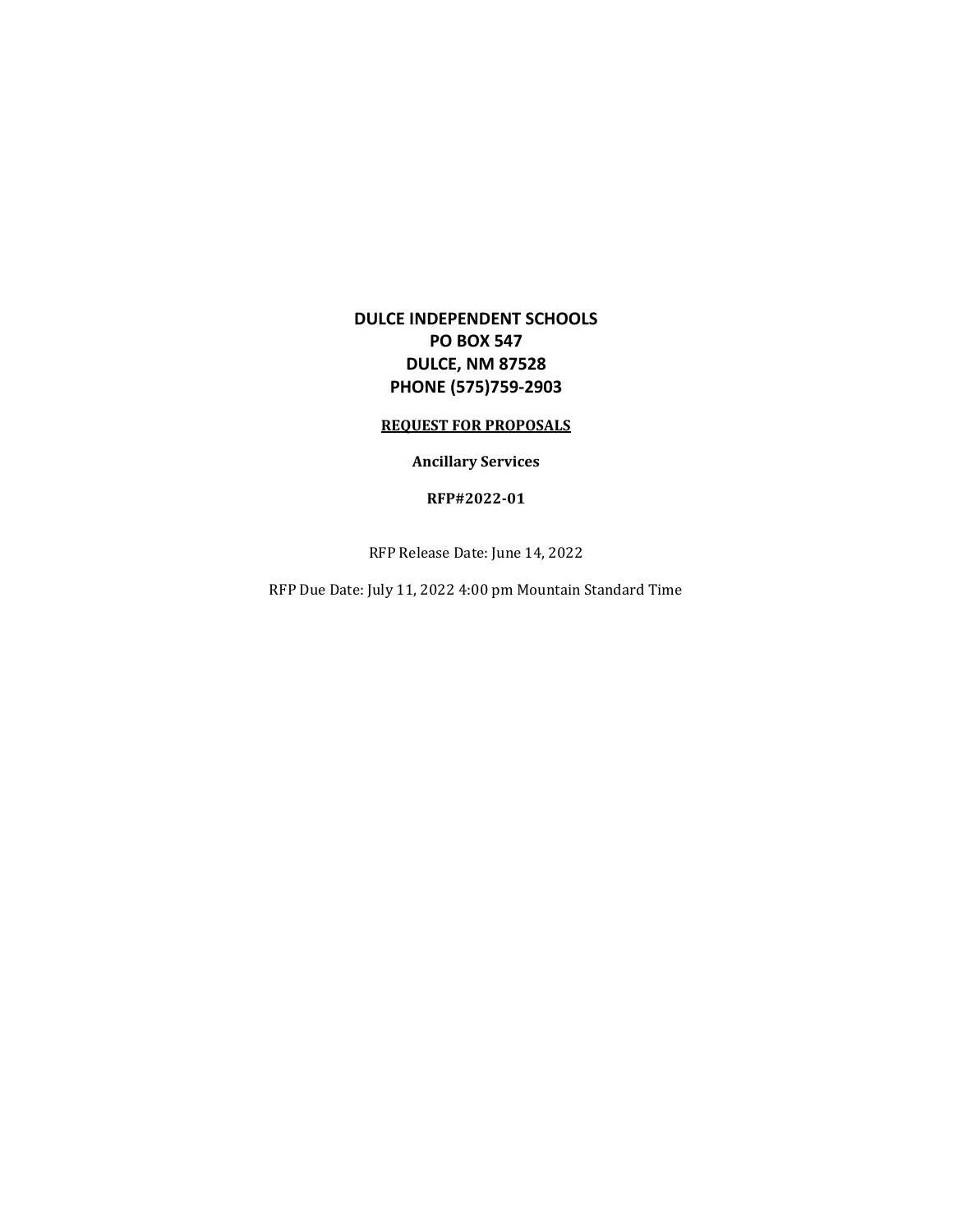**DULCE INDEPENDENT SCHOOLS**
**PO BOX 547**
**DULCE, NM 87528**
**PHONE (575)759-2903**

**REQUEST FOR PROPOSALS**

**Ancillary Services**

**RFP#2022-01**

RFP Release Date: June 14, 2022

RFP Due Date: July 11, 2022 4:00 pm Mountain Standard Time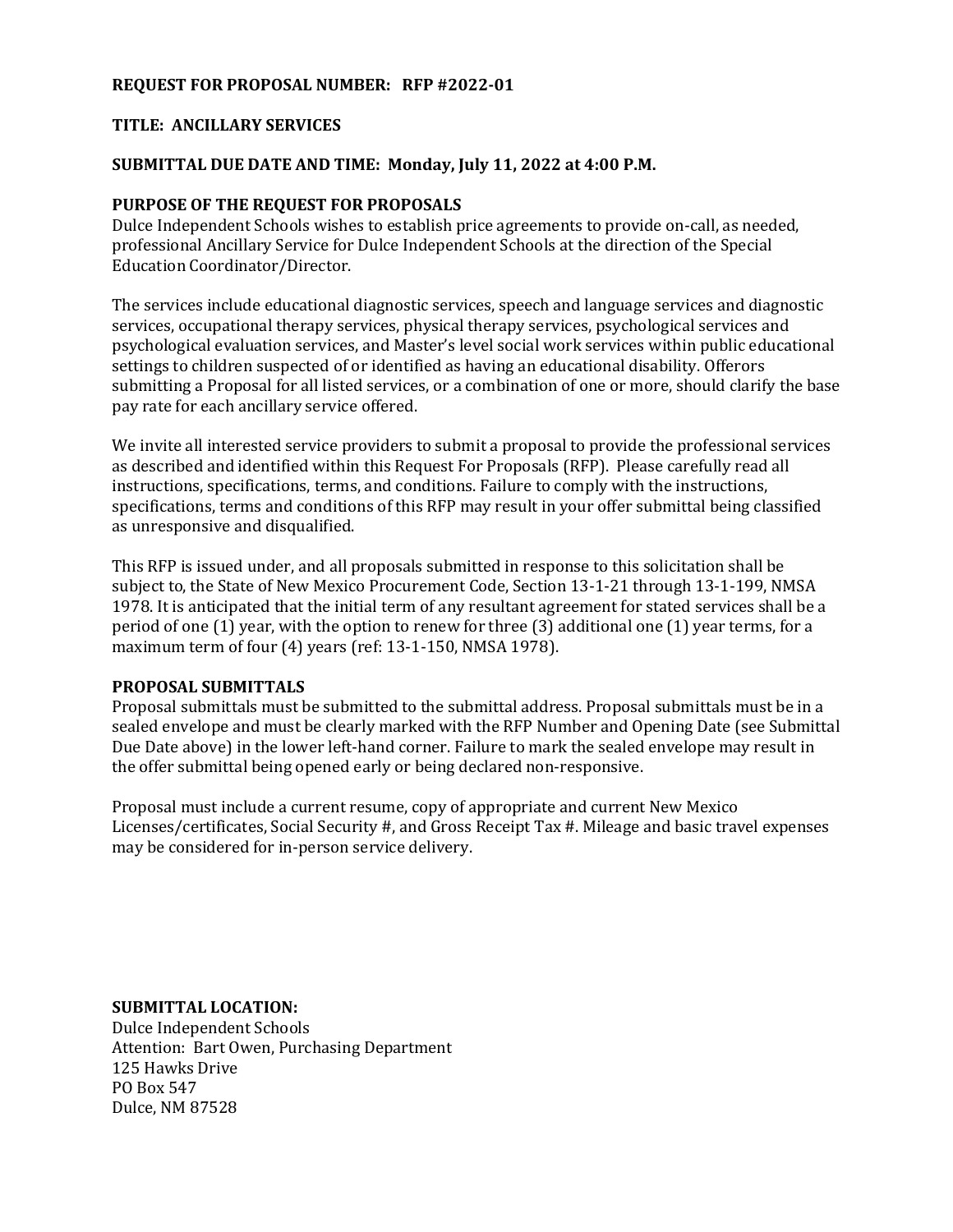**REQUEST FOR PROPOSAL NUMBER: RFP #2022-01**

**TITLE: ANCILLARY SERVICES**

**SUBMITTAL DUE DATE AND TIME: Monday, July 11, 2022 at 4:00 P.M.**

**PURPOSE OF THE REQUEST FOR PROPOSALS**

Dulce Independent Schools wishes to establish price agreements to provide on-call, as needed, professional Ancillary Service for Dulce Independent Schools at the direction of the Special Education Coordinator/Director.

The services include educational diagnostic services, speech and language services and diagnostic services, occupational therapy services, physical therapy services, psychological services and psychological evaluation services, and Master's level social work services within public educational settings to children suspected of or identified as having an educational disability. Offerors submitting a Proposal for all listed services, or a combination of one or more, should clarify the base pay rate for each ancillary service offered.

We invite all interested service providers to submit a proposal to provide the professional services as described and identified within this Request For Proposals (RFP). Please carefully read all instructions, specifications, terms, and conditions. Failure to comply with the instructions, specifications, terms and conditions of this RFP may result in your offer submittal being classified as unresponsive and disqualified.

This RFP is issued under, and all proposals submitted in response to this solicitation shall be subject to, the State of New Mexico Procurement Code, Section 13-1-21 through 13-1-199, NMSA 1978. It is anticipated that the initial term of any resultant agreement for stated services shall be a period of one (1) year, with the option to renew for three (3) additional one (1) year terms, for a maximum term of four (4) years (ref: 13-1-150, NMSA 1978).

**PROPOSAL SUBMITTALS**

Proposal submittals must be submitted to the submittal address. Proposal submittals must be in a sealed envelope and must be clearly marked with the RFP Number and Opening Date (see Submittal Due Date above) in the lower left-hand corner. Failure to mark the sealed envelope may result in the offer submittal being opened early or being declared non-responsive.

Proposal must include a current resume, copy of appropriate and current New Mexico Licenses/certificates, Social Security #, and Gross Receipt Tax #. Mileage and basic travel expenses may be considered for in-person service delivery.

**SUBMITTAL LOCATION:**

Dulce Independent Schools
Attention: Bart Owen, Purchasing Department
125 Hawks Drive
PO Box 547
Dulce, NM 87528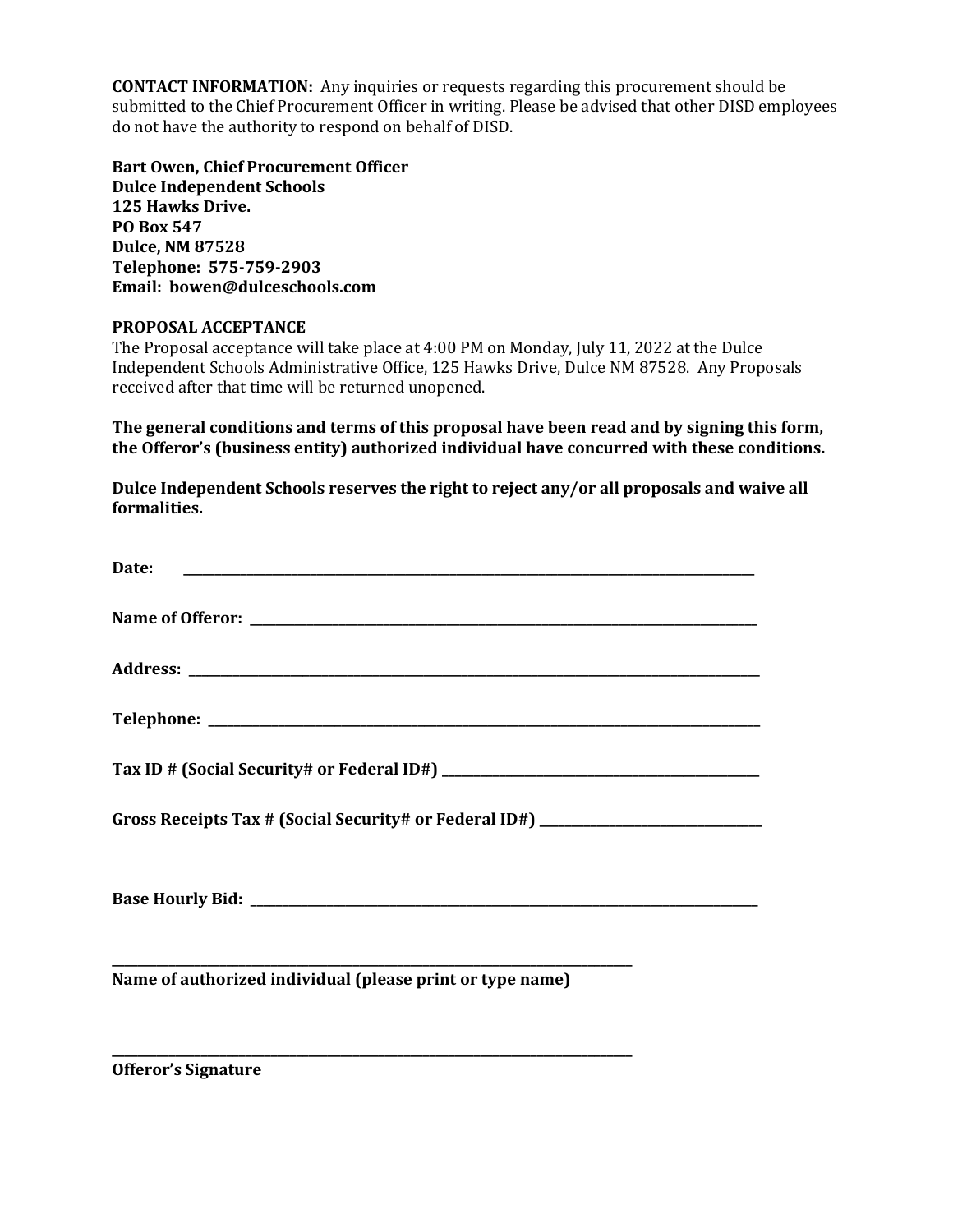**CONTACT INFORMATION:** Any inquiries or requests regarding this procurement should be submitted to the Chief Procurement Officer in writing. Please be advised that other DISD employees do not have the authority to respond on behalf of DISD.

**Bart Owen, Chief Procurement Officer**
**Dulce Independent Schools**
**125 Hawks Drive.**
**PO Box 547**
**Dulce, NM 87528**
**Telephone: 575-759-2903**
**Email: bowen@dulceschools.com**

**PROPOSAL ACCEPTANCE**

The Proposal acceptance will take place at 4:00 PM on Monday, July 11, 2022 at the Dulce Independent Schools Administrative Office, 125 Hawks Drive, Dulce NM 87528. Any Proposals received after that time will be returned unopened.

**The general conditions and terms of this proposal have been read and by signing this form, the Offeror's (business entity) authorized individual have concurred with these conditions.**

**Dulce Independent Schools reserves the right to reject any/or all proposals and waive all formalities.**

**Date:** ______________________________________________________________________

**Name of Offeror:** ______________________________________________________________

**Address:** _____________________________________________________________________

**Telephone:** ___________________________________________________________________

**Tax ID # (Social Security# or Federal ID#)** ________________________________________

**Gross Receipts Tax # (Social Security# or Federal ID#)** ____________________________

**Base Hourly Bid:** ______________________________________________________________

______________________________________________________________
**Name of authorized individual (please print or type name)**

______________________________________________________________
**Offeror's Signature**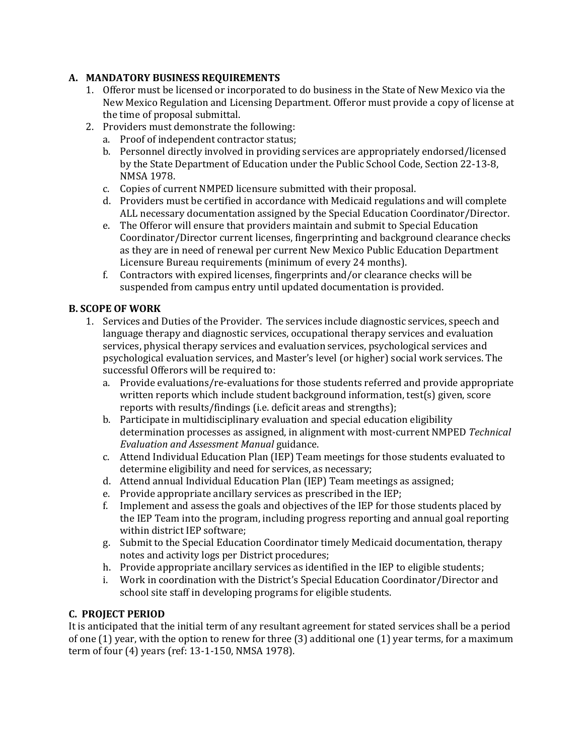### A. MANDATORY BUSINESS REQUIREMENTS

1. Offeror must be licensed or incorporated to do business in the State of New Mexico via the New Mexico Regulation and Licensing Department. Offeror must provide a copy of license at the time of proposal submittal.
2. Providers must demonstrate the following:
   a. Proof of independent contractor status;
   b. Personnel directly involved in providing services are appropriately endorsed/licensed by the State Department of Education under the Public School Code, Section 22-13-8, NMSA 1978.
   c. Copies of current NMPED licensure submitted with their proposal.
   d. Providers must be certified in accordance with Medicaid regulations and will complete ALL necessary documentation assigned by the Special Education Coordinator/Director.
   e. The Offeror will ensure that providers maintain and submit to Special Education Coordinator/Director current licenses, fingerprinting and background clearance checks as they are in need of renewal per current New Mexico Public Education Department Licensure Bureau requirements (minimum of every 24 months).
   f. Contractors with expired licenses, fingerprints and/or clearance checks will be suspended from campus entry until updated documentation is provided.

### B. SCOPE OF WORK

1. Services and Duties of the Provider. The services include diagnostic services, speech and language therapy and diagnostic services, occupational therapy services and evaluation services, physical therapy services and evaluation services, psychological services and psychological evaluation services, and Master's level (or higher) social work services. The successful Offerors will be required to:
   a. Provide evaluations/re-evaluations for those students referred and provide appropriate written reports which include student background information, test(s) given, score reports with results/findings (i.e. deficit areas and strengths);
   b. Participate in multidisciplinary evaluation and special education eligibility determination processes as assigned, in alignment with most-current NMPED *Technical Evaluation and Assessment Manual* guidance.
   c. Attend Individual Education Plan (IEP) Team meetings for those students evaluated to determine eligibility and need for services, as necessary;
   d. Attend annual Individual Education Plan (IEP) Team meetings as assigned;
   e. Provide appropriate ancillary services as prescribed in the IEP;
   f. Implement and assess the goals and objectives of the IEP for those students placed by the IEP Team into the program, including progress reporting and annual goal reporting within district IEP software;
   g. Submit to the Special Education Coordinator timely Medicaid documentation, therapy notes and activity logs per District procedures;
   h. Provide appropriate ancillary services as identified in the IEP to eligible students;
   i. Work in coordination with the District's Special Education Coordinator/Director and school site staff in developing programs for eligible students.

### C. PROJECT PERIOD

It is anticipated that the initial term of any resultant agreement for stated services shall be a period of one (1) year, with the option to renew for three (3) additional one (1) year terms, for a maximum term of four (4) years (ref: 13-1-150, NMSA 1978).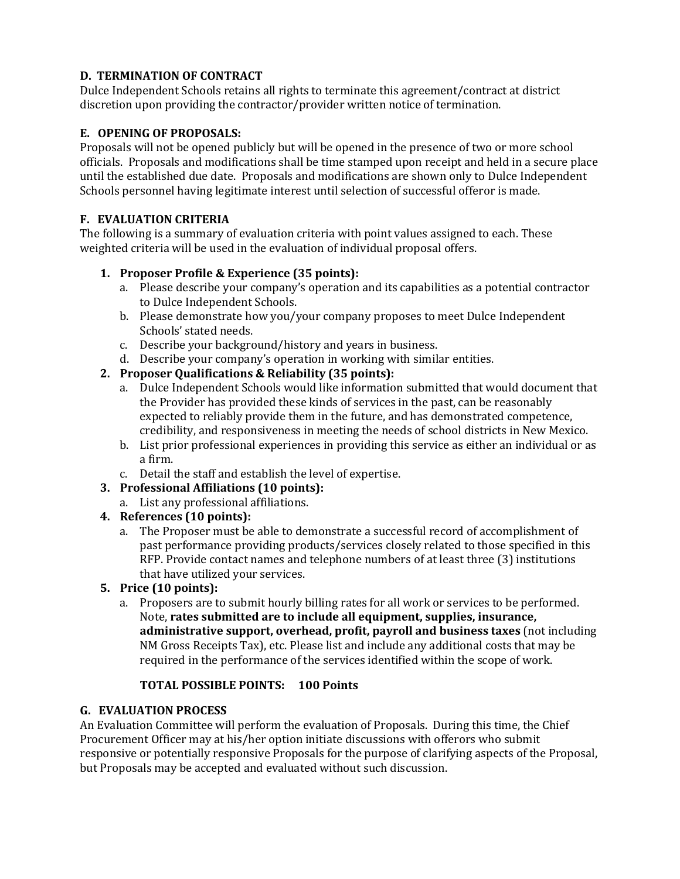**D. TERMINATION OF CONTRACT**

Dulce Independent Schools retains all rights to terminate this agreement/contract at district discretion upon providing the contractor/provider written notice of termination.

**E. OPENING OF PROPOSALS:**

Proposals will not be opened publicly but will be opened in the presence of two or more school officials. Proposals and modifications shall be time stamped upon receipt and held in a secure place until the established due date. Proposals and modifications are shown only to Dulce Independent Schools personnel having legitimate interest until selection of successful offeror is made.

**F. EVALUATION CRITERIA**

The following is a summary of evaluation criteria with point values assigned to each. These weighted criteria will be used in the evaluation of individual proposal offers.

1. **Proposer Profile & Experience (35 points):**
   a. Please describe your company's operation and its capabilities as a potential contractor to Dulce Independent Schools.
   b. Please demonstrate how you/your company proposes to meet Dulce Independent Schools' stated needs.
   c. Describe your background/history and years in business.
   d. Describe your company's operation in working with similar entities.
2. **Proposer Qualifications & Reliability (35 points):**
   a. Dulce Independent Schools would like information submitted that would document that the Provider has provided these kinds of services in the past, can be reasonably expected to reliably provide them in the future, and has demonstrated competence, credibility, and responsiveness in meeting the needs of school districts in New Mexico.
   b. List prior professional experiences in providing this service as either an individual or as a firm.
   c. Detail the staff and establish the level of expertise.
3. **Professional Affiliations (10 points):**
   a. List any professional affiliations.
4. **References (10 points):**
   a. The Proposer must be able to demonstrate a successful record of accomplishment of past performance providing products/services closely related to those specified in this RFP. Provide contact names and telephone numbers of at least three (3) institutions that have utilized your services.
5. **Price (10 points):**
   a. Proposers are to submit hourly billing rates for all work or services to be performed. Note, **rates submitted are to include all equipment, supplies, insurance, administrative support, overhead, profit, payroll and business taxes** (not including NM Gross Receipts Tax), etc. Please list and include any additional costs that may be required in the performance of the services identified within the scope of work.

   **TOTAL POSSIBLE POINTS: 100 Points**

**G. EVALUATION PROCESS**

An Evaluation Committee will perform the evaluation of Proposals. During this time, the Chief Procurement Officer may at his/her option initiate discussions with offerors who submit responsive or potentially responsive Proposals for the purpose of clarifying aspects of the Proposal, but Proposals may be accepted and evaluated without such discussion.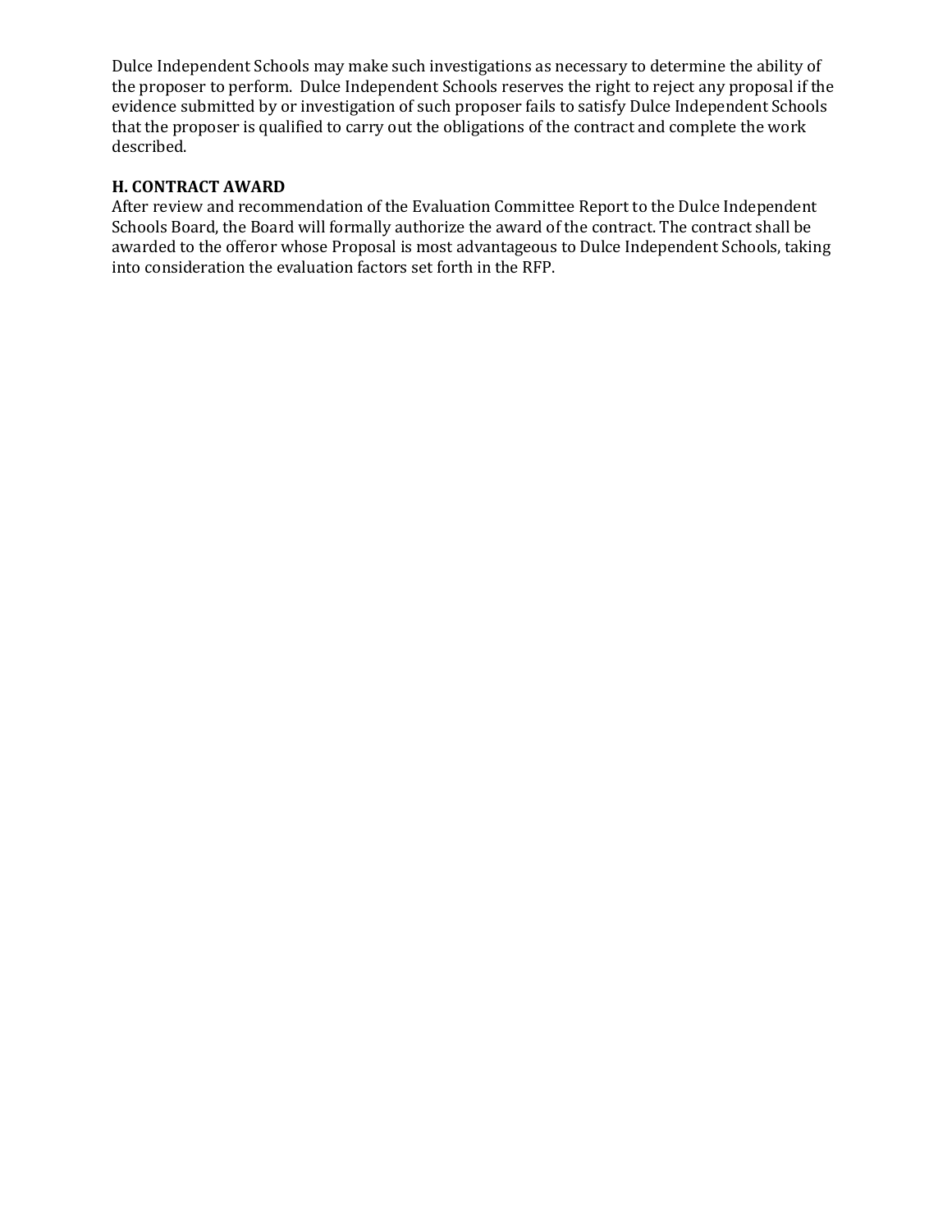Dulce Independent Schools may make such investigations as necessary to determine the ability of the proposer to perform. Dulce Independent Schools reserves the right to reject any proposal if the evidence submitted by or investigation of such proposer fails to satisfy Dulce Independent Schools that the proposer is qualified to carry out the obligations of the contract and complete the work described.

**H. CONTRACT AWARD**

After review and recommendation of the Evaluation Committee Report to the Dulce Independent Schools Board, the Board will formally authorize the award of the contract. The contract shall be awarded to the offeror whose Proposal is most advantageous to Dulce Independent Schools, taking into consideration the evaluation factors set forth in the RFP.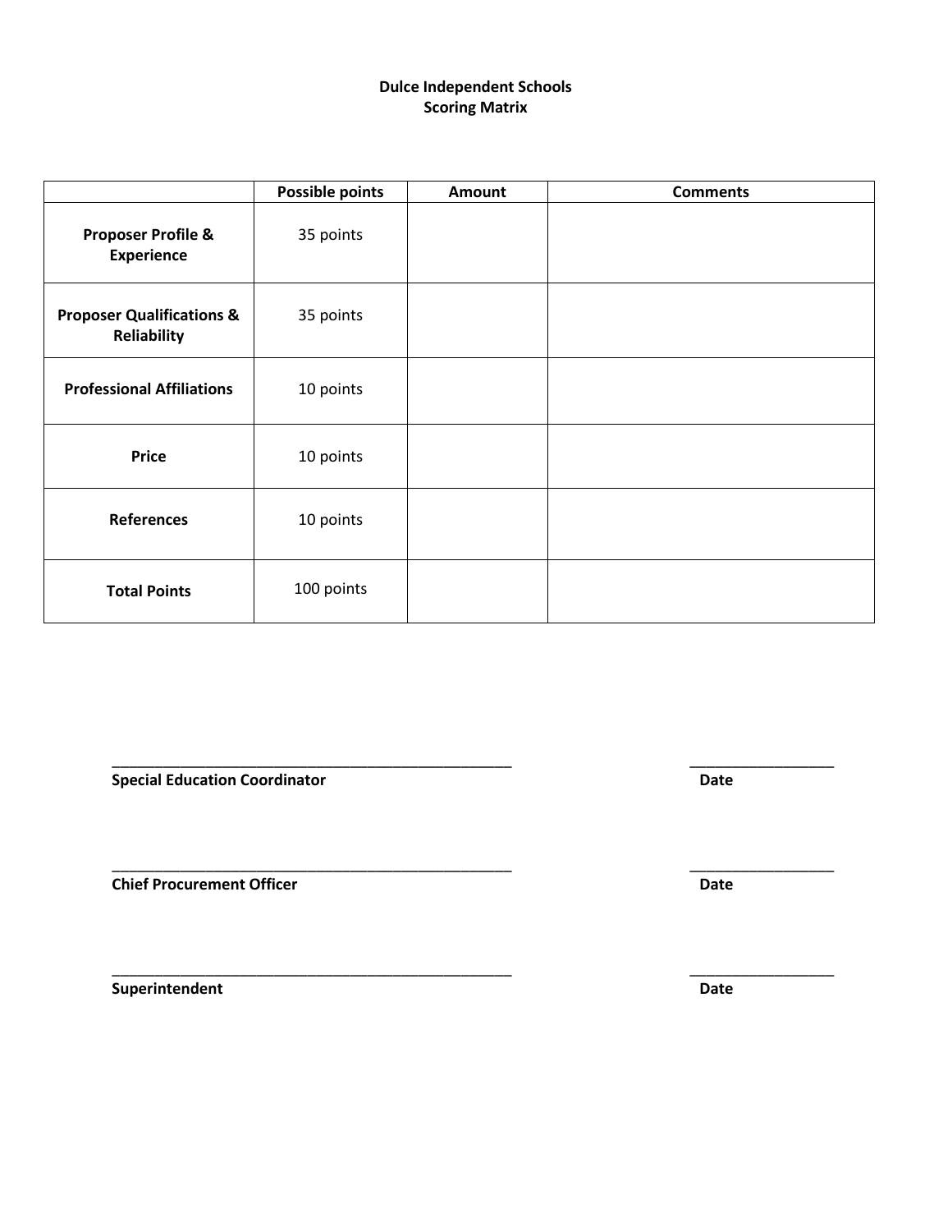**Dulce Independent Schools**
**Scoring Matrix**

| | Possible points | Amount | Comments |
|---|---|---|---|
| **Proposer Profile & Experience** | 35 points | | |
| **Proposer Qualifications & Reliability** | 35 points | | |
| **Professional Affiliations** | 10 points | | |
| **Price** | 10 points | | |
| **References** | 10 points | | |
| **Total Points** | 100 points | | |

\_\_\_\_\_\_\_\_\_\_\_\_\_\_\_\_\_\_\_\_\_\_\_\_\_\_\_\_\_\_\_\_\_\_\_\_\_\_\_\_\_\_\_\_ \_\_\_\_\_\_\_\_\_\_\_\_\_\_\_\_
**Special Education Coordinator** **Date**

\_\_\_\_\_\_\_\_\_\_\_\_\_\_\_\_\_\_\_\_\_\_\_\_\_\_\_\_\_\_\_\_\_\_\_\_\_\_\_\_\_\_\_\_ \_\_\_\_\_\_\_\_\_\_\_\_\_\_\_\_
**Chief Procurement Officer** **Date**

\_\_\_\_\_\_\_\_\_\_\_\_\_\_\_\_\_\_\_\_\_\_\_\_\_\_\_\_\_\_\_\_\_\_\_\_\_\_\_\_\_\_\_\_ \_\_\_\_\_\_\_\_\_\_\_\_\_\_\_\_
**Superintendent** **Date**